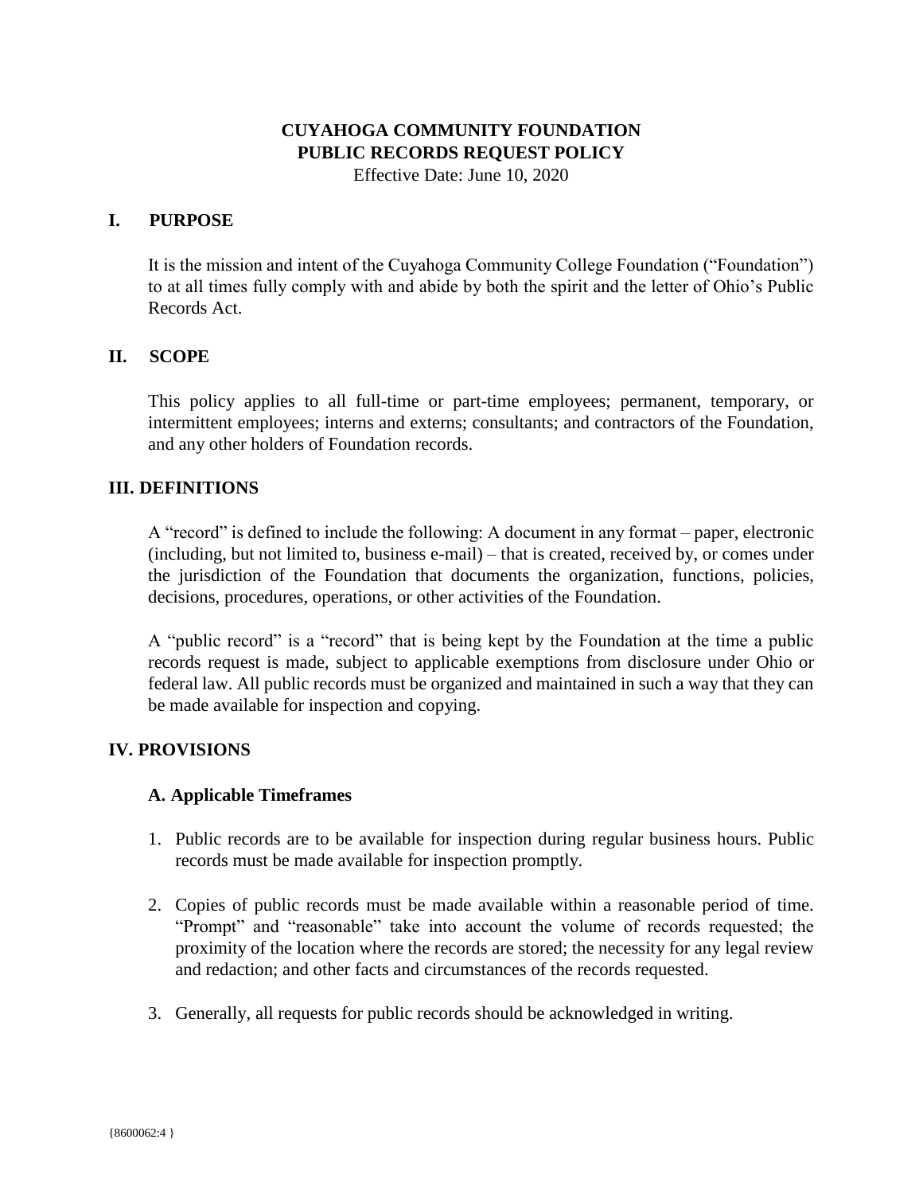# CUYAHOGA COMMUNITY FOUNDATION
# PUBLIC RECORDS REQUEST POLICY

Effective Date: June 10, 2020

## I. PURPOSE

It is the mission and intent of the Cuyahoga Community College Foundation ("Foundation") to at all times fully comply with and abide by both the spirit and the letter of Ohio's Public Records Act.

## II. SCOPE

This policy applies to all full-time or part-time employees; permanent, temporary, or intermittent employees; interns and externs; consultants; and contractors of the Foundation, and any other holders of Foundation records.

## III. DEFINITIONS

A "record" is defined to include the following: A document in any format – paper, electronic (including, but not limited to, business e-mail) – that is created, received by, or comes under the jurisdiction of the Foundation that documents the organization, functions, policies, decisions, procedures, operations, or other activities of the Foundation.

A "public record" is a "record" that is being kept by the Foundation at the time a public records request is made, subject to applicable exemptions from disclosure under Ohio or federal law. All public records must be organized and maintained in such a way that they can be made available for inspection and copying.

## IV. PROVISIONS

### A. Applicable Timeframes

1. Public records are to be available for inspection during regular business hours. Public records must be made available for inspection promptly.
2. Copies of public records must be made available within a reasonable period of time. "Prompt" and "reasonable" take into account the volume of records requested; the proximity of the location where the records are stored; the necessity for any legal review and redaction; and other facts and circumstances of the records requested.
3. Generally, all requests for public records should be acknowledged in writing.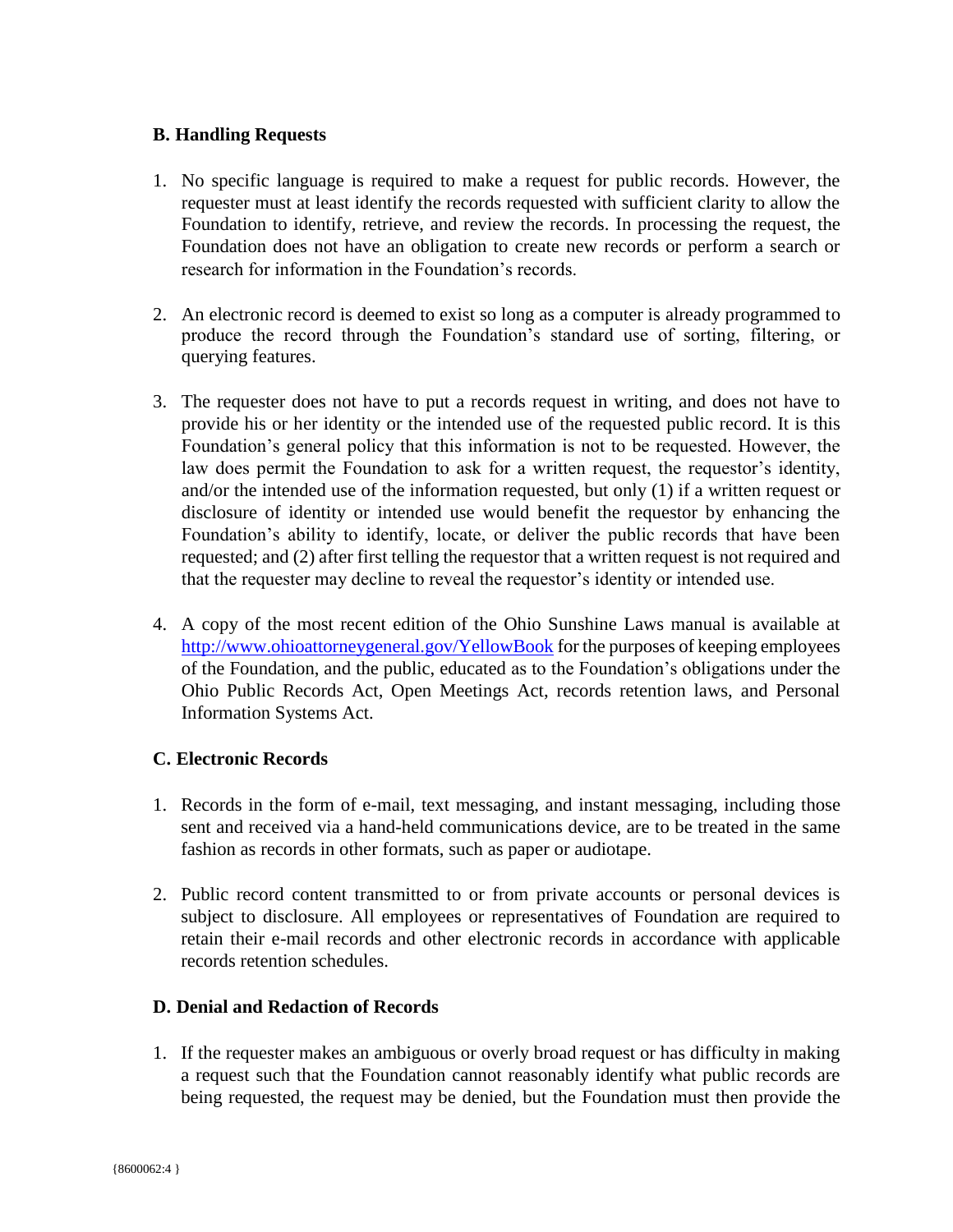### B. Handling Requests

1. No specific language is required to make a request for public records. However, the requester must at least identify the records requested with sufficient clarity to allow the Foundation to identify, retrieve, and review the records. In processing the request, the Foundation does not have an obligation to create new records or perform a search or research for information in the Foundation's records.

2. An electronic record is deemed to exist so long as a computer is already programmed to produce the record through the Foundation's standard use of sorting, filtering, or querying features.

3. The requester does not have to put a records request in writing, and does not have to provide his or her identity or the intended use of the requested public record. It is this Foundation's general policy that this information is not to be requested. However, the law does permit the Foundation to ask for a written request, the requestor's identity, and/or the intended use of the information requested, but only (1) if a written request or disclosure of identity or intended use would benefit the requestor by enhancing the Foundation's ability to identify, locate, or deliver the public records that have been requested; and (2) after first telling the requestor that a written request is not required and that the requester may decline to reveal the requestor's identity or intended use.

4. A copy of the most recent edition of the Ohio Sunshine Laws manual is available at [http://www.ohioattorneygeneral.gov/YellowBook](http://www.ohioattorneygeneral.gov/YellowBook) for the purposes of keeping employees of the Foundation, and the public, educated as to the Foundation's obligations under the Ohio Public Records Act, Open Meetings Act, records retention laws, and Personal Information Systems Act.

### C. Electronic Records

1. Records in the form of e-mail, text messaging, and instant messaging, including those sent and received via a hand-held communications device, are to be treated in the same fashion as records in other formats, such as paper or audiotape.

2. Public record content transmitted to or from private accounts or personal devices is subject to disclosure. All employees or representatives of Foundation are required to retain their e-mail records and other electronic records in accordance with applicable records retention schedules.

### D. Denial and Redaction of Records

1. If the requester makes an ambiguous or overly broad request or has difficulty in making a request such that the Foundation cannot reasonably identify what public records are being requested, the request may be denied, but the Foundation must then provide the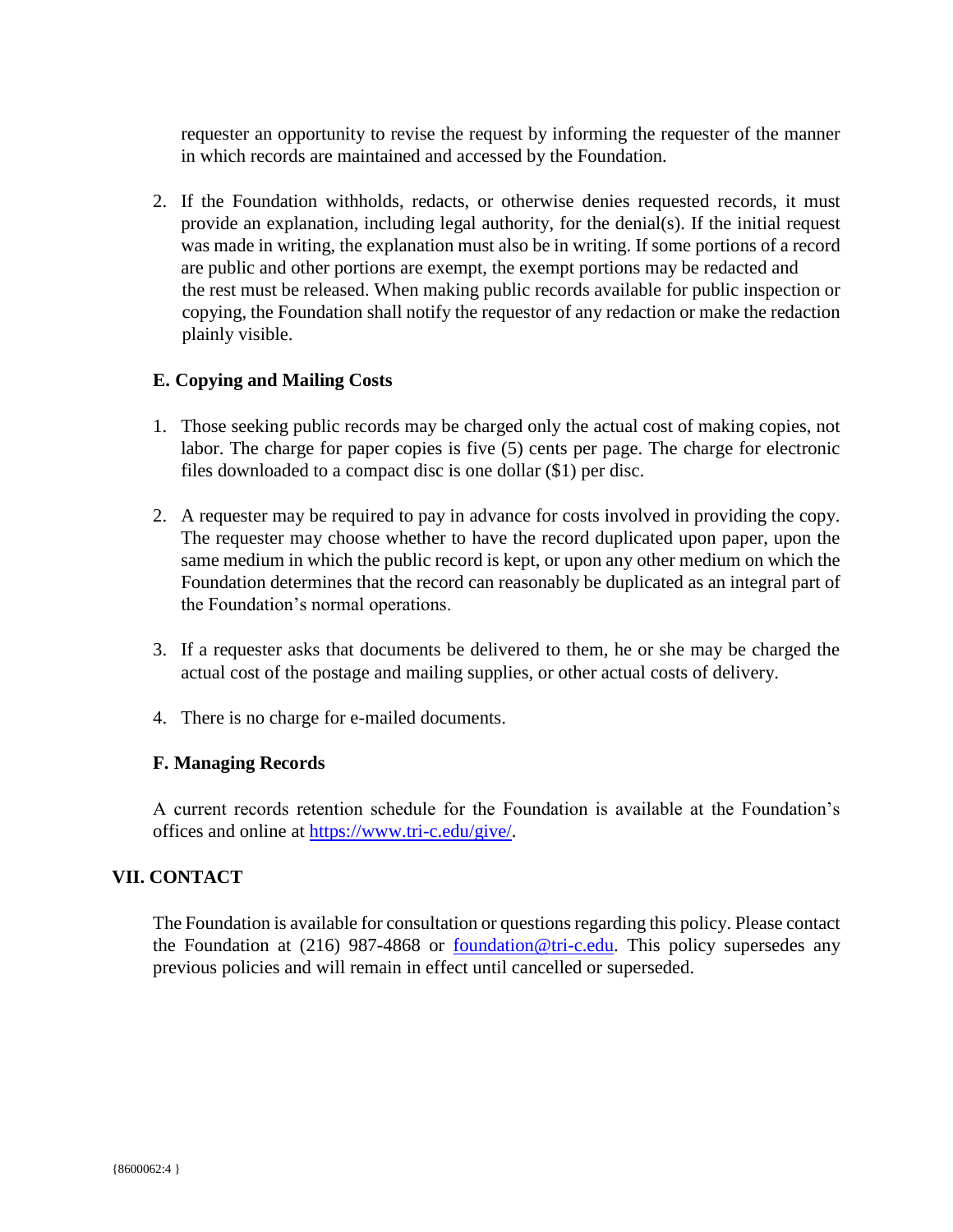requester an opportunity to revise the request by informing the requester of the manner in which records are maintained and accessed by the Foundation.

2. If the Foundation withholds, redacts, or otherwise denies requested records, it must provide an explanation, including legal authority, for the denial(s). If the initial request was made in writing, the explanation must also be in writing. If some portions of a record are public and other portions are exempt, the exempt portions may be redacted and the rest must be released. When making public records available for public inspection or copying, the Foundation shall notify the requestor of any redaction or make the redaction plainly visible.

### E. Copying and Mailing Costs

1. Those seeking public records may be charged only the actual cost of making copies, not labor. The charge for paper copies is five (5) cents per page. The charge for electronic files downloaded to a compact disc is one dollar ($1) per disc.

2. A requester may be required to pay in advance for costs involved in providing the copy. The requester may choose whether to have the record duplicated upon paper, upon the same medium in which the public record is kept, or upon any other medium on which the Foundation determines that the record can reasonably be duplicated as an integral part of the Foundation's normal operations.

3. If a requester asks that documents be delivered to them, he or she may be charged the actual cost of the postage and mailing supplies, or other actual costs of delivery.

4. There is no charge for e-mailed documents.

### F. Managing Records

A current records retention schedule for the Foundation is available at the Foundation's offices and online at https://www.tri-c.edu/give/.

## VII. CONTACT

The Foundation is available for consultation or questions regarding this policy. Please contact the Foundation at (216) 987-4868 or foundation@tri-c.edu. This policy supersedes any previous policies and will remain in effect until cancelled or superseded.

{8600062:4 }